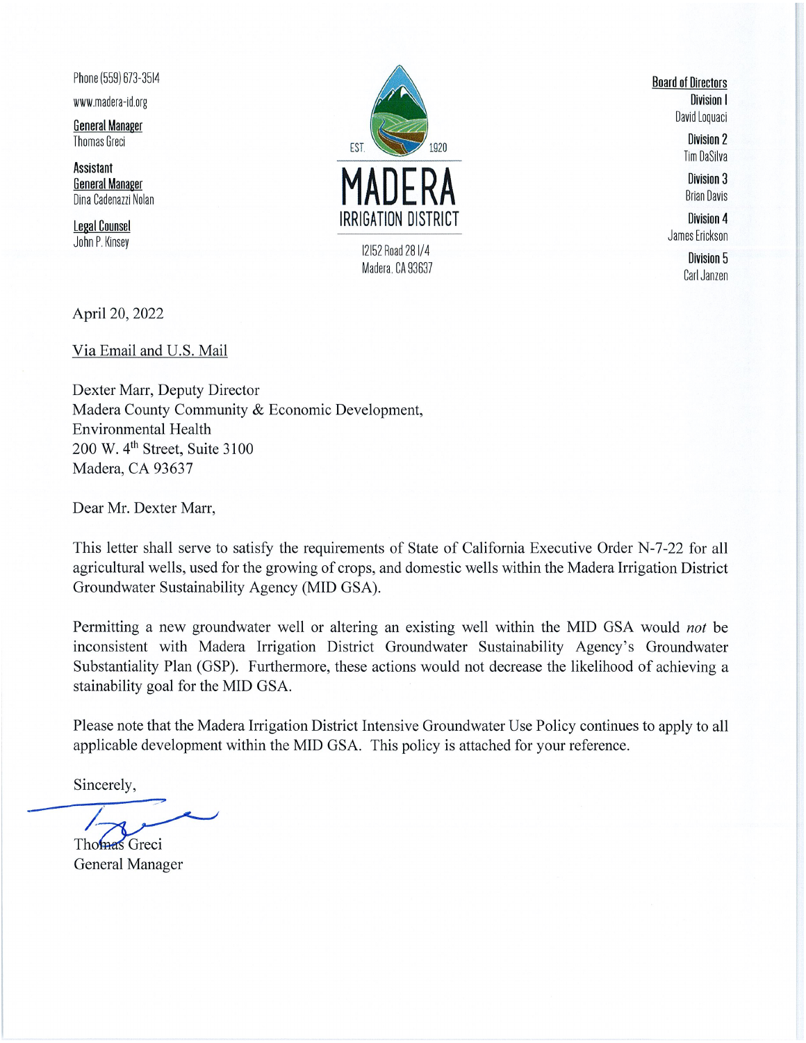Phone (559) 673-3514

www.madera-id.org

**General Manager**
Thomas Greci

**Assistant General Manager**
Dina Cadenazzi Nolan

**Legal Counsel**
John P. Kinsey

EST. 1920

# MADERA
## IRRIGATION DISTRICT

12152 Road 28 1/4
Madera, CA 93637

**Board of Directors**

**Division 1**
David Loquaci

**Division 2**
Tim DaSilva

**Division 3**
Brian Davis

**Division 4**
James Erickson

**Division 5**
Carl Janzen

April 20, 2022

Via Email and U.S. Mail

Dexter Marr, Deputy Director
Madera County Community & Economic Development,
Environmental Health
200 W. 4th Street, Suite 3100
Madera, CA 93637

Dear Mr. Dexter Marr,

This letter shall serve to satisfy the requirements of State of California Executive Order N-7-22 for all agricultural wells, used for the growing of crops, and domestic wells within the Madera Irrigation District Groundwater Sustainability Agency (MID GSA).

Permitting a new groundwater well or altering an existing well within the MID GSA would *not* be inconsistent with Madera Irrigation District Groundwater Sustainability Agency's Groundwater Substantiality Plan (GSP). Furthermore, these actions would not decrease the likelihood of achieving a stainability goal for the MID GSA.

Please note that the Madera Irrigation District Intensive Groundwater Use Policy continues to apply to all applicable development within the MID GSA. This policy is attached for your reference.

Sincerely,

Thomas Greci
General Manager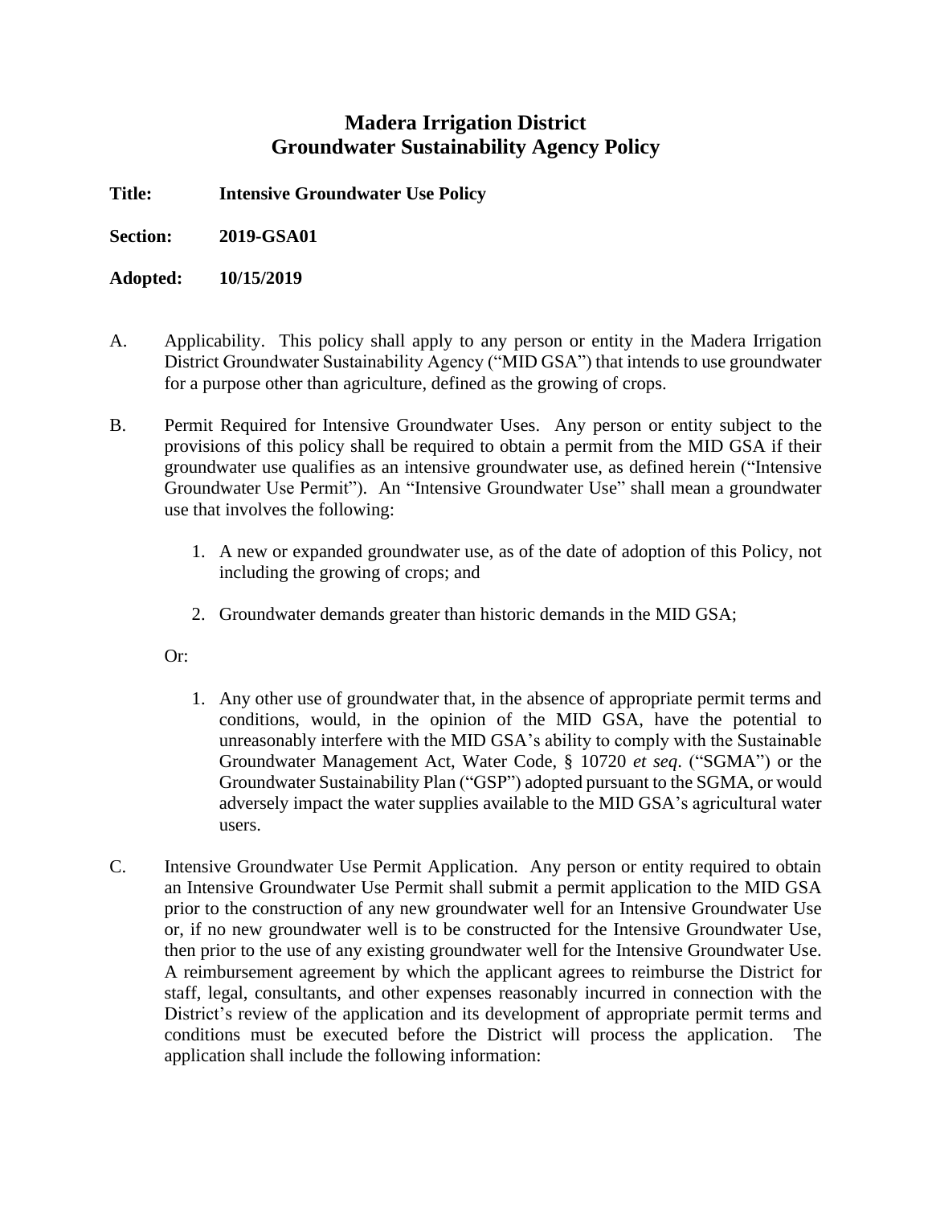# Madera Irrigation District
# Groundwater Sustainability Agency Policy

**Title:** **Intensive Groundwater Use Policy**

**Section:** **2019-GSA01**

**Adopted:** **10/15/2019**

A. Applicability. This policy shall apply to any person or entity in the Madera Irrigation District Groundwater Sustainability Agency ("MID GSA") that intends to use groundwater for a purpose other than agriculture, defined as the growing of crops.

B. Permit Required for Intensive Groundwater Uses. Any person or entity subject to the provisions of this policy shall be required to obtain a permit from the MID GSA if their groundwater use qualifies as an intensive groundwater use, as defined herein ("Intensive Groundwater Use Permit"). An "Intensive Groundwater Use" shall mean a groundwater use that involves the following:

   1. A new or expanded groundwater use, as of the date of adoption of this Policy, not including the growing of crops; and

   2. Groundwater demands greater than historic demands in the MID GSA;

   Or:

   1. Any other use of groundwater that, in the absence of appropriate permit terms and conditions, would, in the opinion of the MID GSA, have the potential to unreasonably interfere with the MID GSA's ability to comply with the Sustainable Groundwater Management Act, Water Code, § 10720 *et seq*. ("SGMA") or the Groundwater Sustainability Plan ("GSP") adopted pursuant to the SGMA, or would adversely impact the water supplies available to the MID GSA's agricultural water users.

C. Intensive Groundwater Use Permit Application. Any person or entity required to obtain an Intensive Groundwater Use Permit shall submit a permit application to the MID GSA prior to the construction of any new groundwater well for an Intensive Groundwater Use or, if no new groundwater well is to be constructed for the Intensive Groundwater Use, then prior to the use of any existing groundwater well for the Intensive Groundwater Use. A reimbursement agreement by which the applicant agrees to reimburse the District for staff, legal, consultants, and other expenses reasonably incurred in connection with the District's review of the application and its development of appropriate permit terms and conditions must be executed before the District will process the application. The application shall include the following information: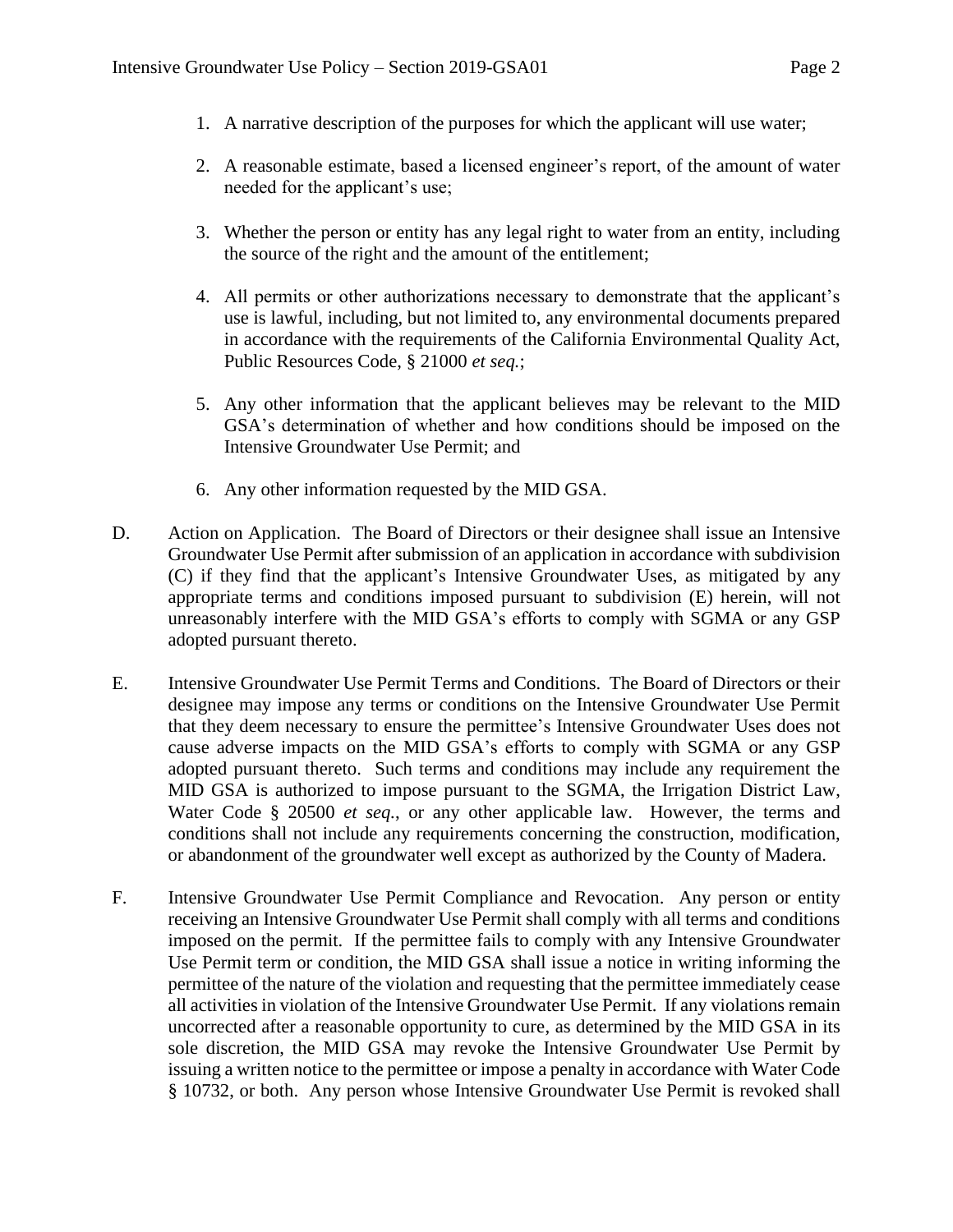1. A narrative description of the purposes for which the applicant will use water;

2. A reasonable estimate, based a licensed engineer's report, of the amount of water needed for the applicant's use;

3. Whether the person or entity has any legal right to water from an entity, including the source of the right and the amount of the entitlement;

4. All permits or other authorizations necessary to demonstrate that the applicant's use is lawful, including, but not limited to, any environmental documents prepared in accordance with the requirements of the California Environmental Quality Act, Public Resources Code, § 21000 *et seq.*;

5. Any other information that the applicant believes may be relevant to the MID GSA's determination of whether and how conditions should be imposed on the Intensive Groundwater Use Permit; and

6. Any other information requested by the MID GSA.

D. Action on Application. The Board of Directors or their designee shall issue an Intensive Groundwater Use Permit after submission of an application in accordance with subdivision (C) if they find that the applicant's Intensive Groundwater Uses, as mitigated by any appropriate terms and conditions imposed pursuant to subdivision (E) herein, will not unreasonably interfere with the MID GSA's efforts to comply with SGMA or any GSP adopted pursuant thereto.

E. Intensive Groundwater Use Permit Terms and Conditions. The Board of Directors or their designee may impose any terms or conditions on the Intensive Groundwater Use Permit that they deem necessary to ensure the permittee's Intensive Groundwater Uses does not cause adverse impacts on the MID GSA's efforts to comply with SGMA or any GSP adopted pursuant thereto. Such terms and conditions may include any requirement the MID GSA is authorized to impose pursuant to the SGMA, the Irrigation District Law, Water Code § 20500 *et seq.*, or any other applicable law. However, the terms and conditions shall not include any requirements concerning the construction, modification, or abandonment of the groundwater well except as authorized by the County of Madera.

F. Intensive Groundwater Use Permit Compliance and Revocation. Any person or entity receiving an Intensive Groundwater Use Permit shall comply with all terms and conditions imposed on the permit. If the permittee fails to comply with any Intensive Groundwater Use Permit term or condition, the MID GSA shall issue a notice in writing informing the permittee of the nature of the violation and requesting that the permittee immediately cease all activities in violation of the Intensive Groundwater Use Permit. If any violations remain uncorrected after a reasonable opportunity to cure, as determined by the MID GSA in its sole discretion, the MID GSA may revoke the Intensive Groundwater Use Permit by issuing a written notice to the permittee or impose a penalty in accordance with Water Code § 10732, or both. Any person whose Intensive Groundwater Use Permit is revoked shall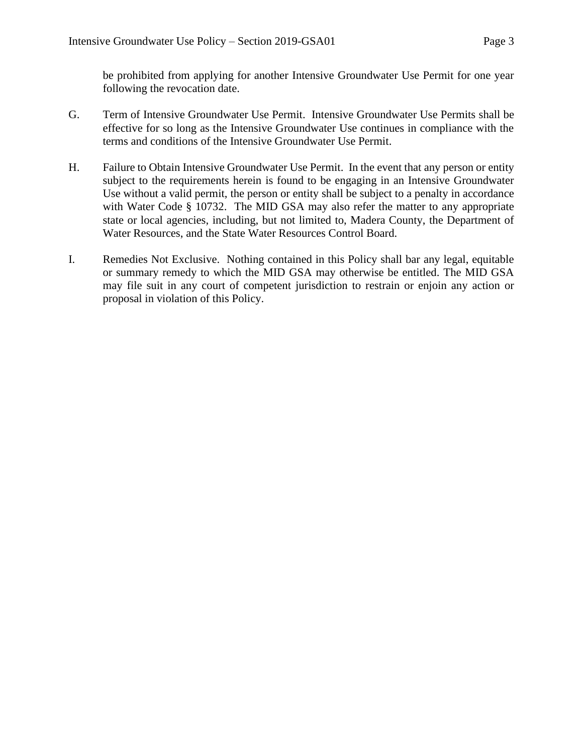be prohibited from applying for another Intensive Groundwater Use Permit for one year following the revocation date.

G. Term of Intensive Groundwater Use Permit. Intensive Groundwater Use Permits shall be effective for so long as the Intensive Groundwater Use continues in compliance with the terms and conditions of the Intensive Groundwater Use Permit.

H. Failure to Obtain Intensive Groundwater Use Permit. In the event that any person or entity subject to the requirements herein is found to be engaging in an Intensive Groundwater Use without a valid permit, the person or entity shall be subject to a penalty in accordance with Water Code § 10732. The MID GSA may also refer the matter to any appropriate state or local agencies, including, but not limited to, Madera County, the Department of Water Resources, and the State Water Resources Control Board.

I. Remedies Not Exclusive. Nothing contained in this Policy shall bar any legal, equitable or summary remedy to which the MID GSA may otherwise be entitled. The MID GSA may file suit in any court of competent jurisdiction to restrain or enjoin any action or proposal in violation of this Policy.